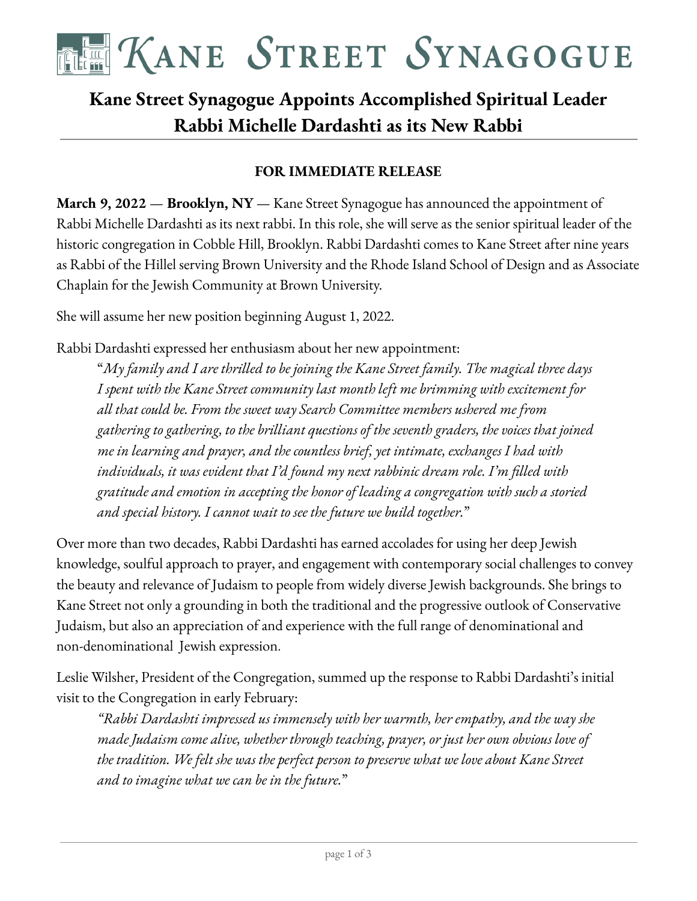# Kane Street Synagogue

## Kane Street Synagogue Appoints Accomplished Spiritual Leader Rabbi Michelle Dardashti as its New Rabbi

**FOR IMMEDIATE RELEASE**

**March 9, 2022** — **Brooklyn, NY** — Kane Street Synagogue has announced the appointment of Rabbi Michelle Dardashti as its next rabbi. In this role, she will serve as the senior spiritual leader of the historic congregation in Cobble Hill, Brooklyn. Rabbi Dardashti comes to Kane Street after nine years as Rabbi of the Hillel serving Brown University and the Rhode Island School of Design and as Associate Chaplain for the Jewish Community at Brown University.

She will assume her new position beginning August 1, 2022.

Rabbi Dardashti expressed her enthusiasm about her new appointment:

> "*My family and I are thrilled to be joining the Kane Street family. The magical three days I spent with the Kane Street community last month left me brimming with excitement for all that could be. From the sweet way Search Committee members ushered me from gathering to gathering, to the brilliant questions of the seventh graders, the voices that joined me in learning and prayer, and the countless brief, yet intimate, exchanges I had with individuals, it was evident that I'd found my next rabbinic dream role. I'm filled with gratitude and emotion in accepting the honor of leading a congregation with such a storied and special history. I cannot wait to see the future we build together.*"

Over more than two decades, Rabbi Dardashti has earned accolades for using her deep Jewish knowledge, soulful approach to prayer, and engagement with contemporary social challenges to convey the beauty and relevance of Judaism to people from widely diverse Jewish backgrounds. She brings to Kane Street not only a grounding in both the traditional and the progressive outlook of Conservative Judaism, but also an appreciation of and experience with the full range of denominational and non-denominational Jewish expression.

Leslie Wilsher, President of the Congregation, summed up the response to Rabbi Dardashti's initial visit to the Congregation in early February:

> *"Rabbi Dardashti impressed us immensely with her warmth, her empathy, and the way she made Judaism come alive, whether through teaching, prayer, or just her own obvious love of the tradition. We felt she was the perfect person to preserve what we love about Kane Street and to imagine what we can be in the future."*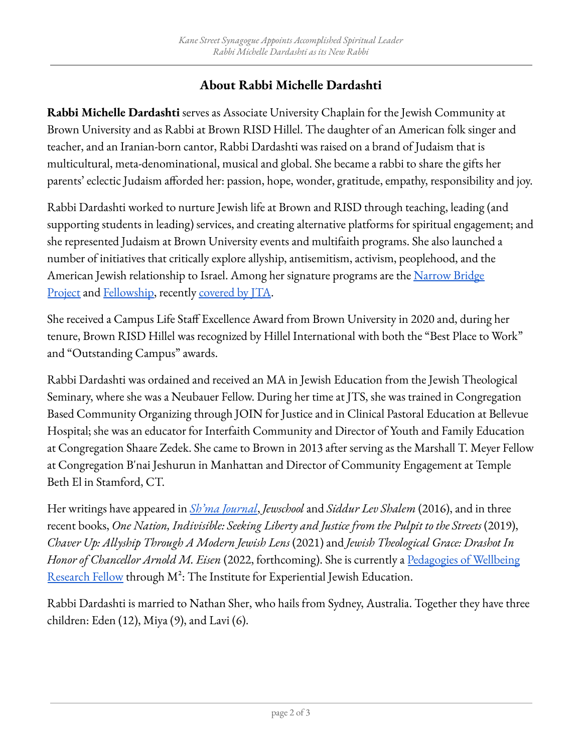## About Rabbi Michelle Dardashti

**Rabbi Michelle Dardashti** serves as Associate University Chaplain for the Jewish Community at Brown University and as Rabbi at Brown RISD Hillel. The daughter of an American folk singer and teacher, and an Iranian-born cantor, Rabbi Dardashti was raised on a brand of Judaism that is multicultural, meta-denominational, musical and global. She became a rabbi to share the gifts her parents' eclectic Judaism afforded her: passion, hope, wonder, gratitude, empathy, responsibility and joy.

Rabbi Dardashti worked to nurture Jewish life at Brown and RISD through teaching, leading (and supporting students in leading) services, and creating alternative platforms for spiritual engagement; and she represented Judaism at Brown University events and multifaith programs. She also launched a number of initiatives that critically explore allyship, antisemitism, activism, peoplehood, and the American Jewish relationship to Israel. Among her signature programs are the Narrow Bridge Project and Fellowship, recently covered by JTA.

She received a Campus Life Staff Excellence Award from Brown University in 2020 and, during her tenure, Brown RISD Hillel was recognized by Hillel International with both the "Best Place to Work" and "Outstanding Campus" awards.

Rabbi Dardashti was ordained and received an MA in Jewish Education from the Jewish Theological Seminary, where she was a Neubauer Fellow. During her time at JTS, she was trained in Congregation Based Community Organizing through JOIN for Justice and in Clinical Pastoral Education at Bellevue Hospital; she was an educator for Interfaith Community and Director of Youth and Family Education at Congregation Shaare Zedek. She came to Brown in 2013 after serving as the Marshall T. Meyer Fellow at Congregation B'nai Jeshurun in Manhattan and Director of Community Engagement at Temple Beth El in Stamford, CT.

Her writings have appeared in *Sh'ma Journal*, *Jewschool* and *Siddur Lev Shalem* (2016), and in three recent books, *One Nation, Indivisible: Seeking Liberty and Justice from the Pulpit to the Streets* (2019), *Chaver Up: Allyship Through A Modern Jewish Lens* (2021) and *Jewish Theological Grace: Drashot In Honor of Chancellor Arnold M. Eisen* (2022, forthcoming). She is currently a Pedagogies of Wellbeing Research Fellow through M²: The Institute for Experiential Jewish Education.

Rabbi Dardashti is married to Nathan Sher, who hails from Sydney, Australia. Together they have three children: Eden (12), Miya (9), and Lavi (6).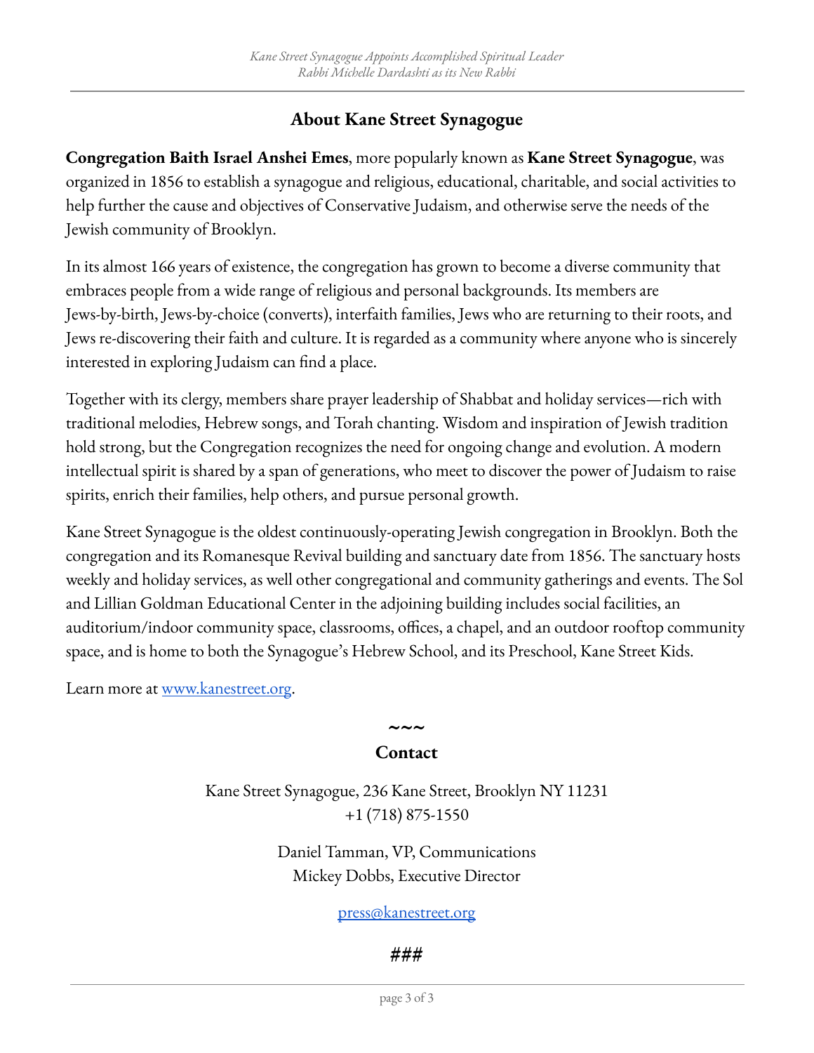## About Kane Street Synagogue

**Congregation Baith Israel Anshei Emes**, more popularly known as **Kane Street Synagogue**, was organized in 1856 to establish a synagogue and religious, educational, charitable, and social activities to help further the cause and objectives of Conservative Judaism, and otherwise serve the needs of the Jewish community of Brooklyn.

In its almost 166 years of existence, the congregation has grown to become a diverse community that embraces people from a wide range of religious and personal backgrounds. Its members are Jews-by-birth, Jews-by-choice (converts), interfaith families, Jews who are returning to their roots, and Jews re-discovering their faith and culture. It is regarded as a community where anyone who is sincerely interested in exploring Judaism can find a place.

Together with its clergy, members share prayer leadership of Shabbat and holiday services—rich with traditional melodies, Hebrew songs, and Torah chanting. Wisdom and inspiration of Jewish tradition hold strong, but the Congregation recognizes the need for ongoing change and evolution. A modern intellectual spirit is shared by a span of generations, who meet to discover the power of Judaism to raise spirits, enrich their families, help others, and pursue personal growth.

Kane Street Synagogue is the oldest continuously-operating Jewish congregation in Brooklyn. Both the congregation and its Romanesque Revival building and sanctuary date from 1856. The sanctuary hosts weekly and holiday services, as well other congregational and community gatherings and events. The Sol and Lillian Goldman Educational Center in the adjoining building includes social facilities, an auditorium/indoor community space, classrooms, offices, a chapel, and an outdoor rooftop community space, and is home to both the Synagogue's Hebrew School, and its Preschool, Kane Street Kids.

Learn more at [www.kanestreet.org](http://www.kanestreet.org).

~~~

## Contact

Kane Street Synagogue, 236 Kane Street, Brooklyn NY 11231
+1 (718) 875-1550

Daniel Tamman, VP, Communications
Mickey Dobbs, Executive Director

[press@kanestreet.org](mailto:press@kanestreet.org)

###